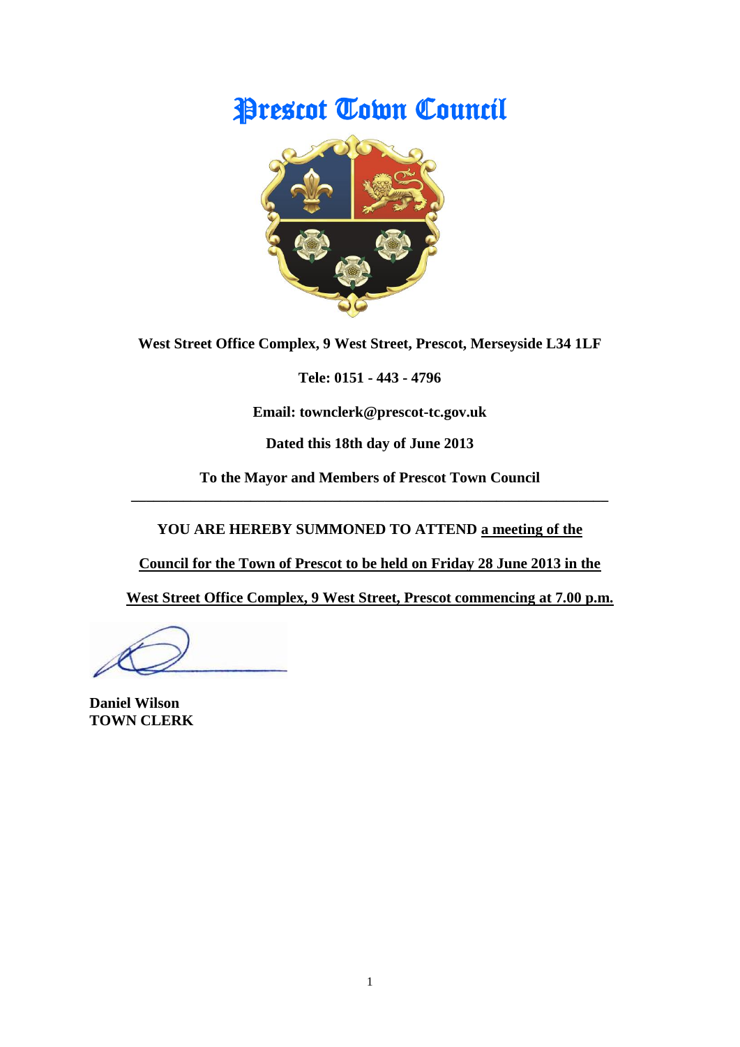# Prescot Town Council

**West Street Office Complex, 9 West Street, Prescot, Merseyside L34 1LF**

**Tele: 0151 - 443 - 4796**

**Email: townclerk@prescot-tc.gov.uk**

**Dated this 18th day of June 2013**

**To the Mayor and Members of Prescot Town Council**

---

**YOU ARE HEREBY SUMMONED TO ATTEND a meeting of the Council for the Town of Prescot to be held on Friday 28 June 2013 in the West Street Office Complex, 9 West Street, Prescot commencing at 7.00 p.m.**

**Daniel Wilson**
**TOWN CLERK**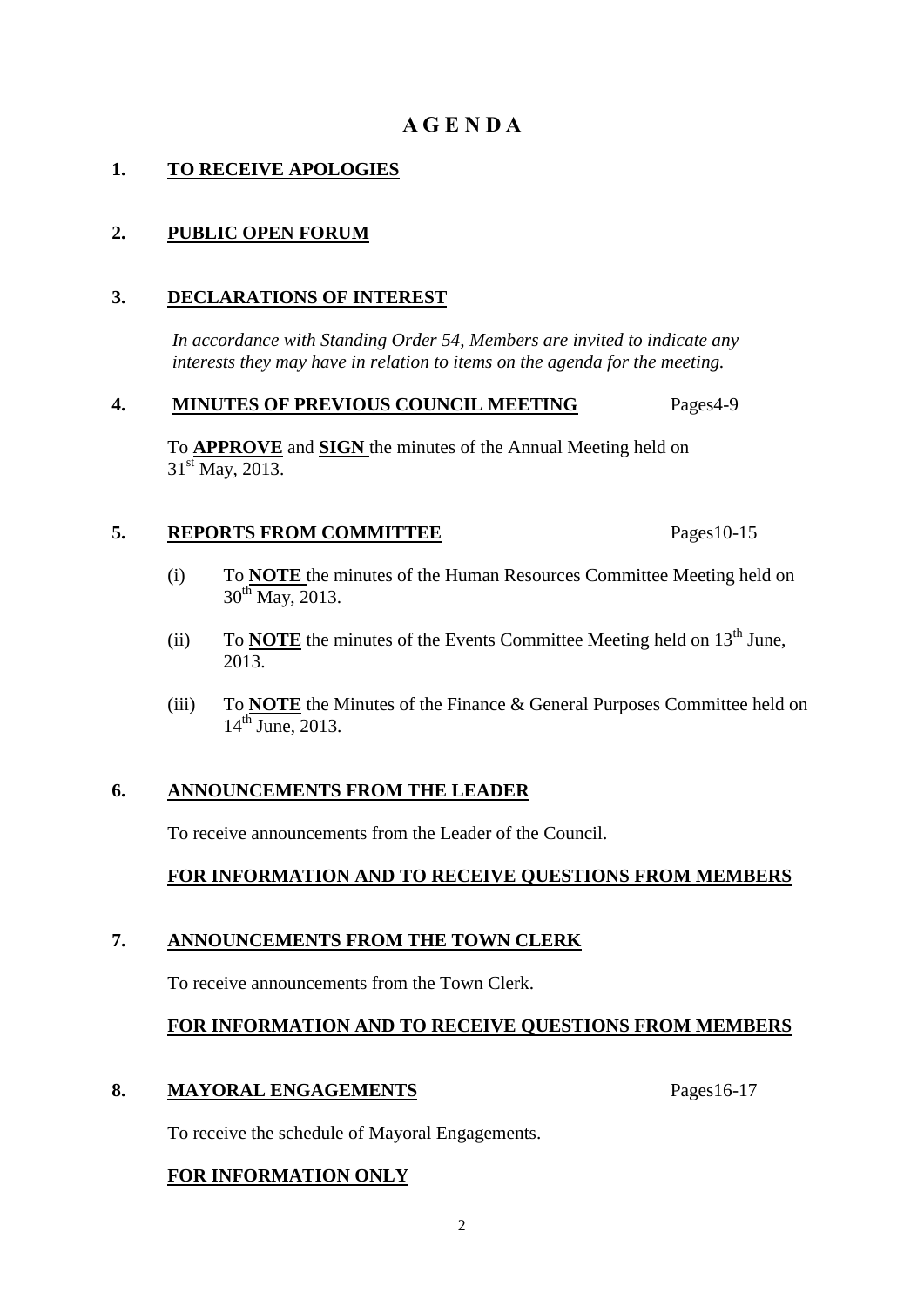# A G E N D A

## 1. TO RECEIVE APOLOGIES

## 2. PUBLIC OPEN FORUM

## 3. DECLARATIONS OF INTEREST

*In accordance with Standing Order 54, Members are invited to indicate any interests they may have in relation to items on the agenda for the meeting.*

## 4. MINUTES OF PREVIOUS COUNCIL MEETING — Pages4-9

To **APPROVE** and **SIGN** the minutes of the Annual Meeting held on 31st May, 2013.

## 5. REPORTS FROM COMMITTEE — Pages10-15

(i) To **NOTE** the minutes of the Human Resources Committee Meeting held on 30th May, 2013.

(ii) To **NOTE** the minutes of the Events Committee Meeting held on 13th June, 2013.

(iii) To **NOTE** the Minutes of the Finance & General Purposes Committee held on 14th June, 2013.

## 6. ANNOUNCEMENTS FROM THE LEADER

To receive announcements from the Leader of the Council.

**FOR INFORMATION AND TO RECEIVE QUESTIONS FROM MEMBERS**

## 7. ANNOUNCEMENTS FROM THE TOWN CLERK

To receive announcements from the Town Clerk.

**FOR INFORMATION AND TO RECEIVE QUESTIONS FROM MEMBERS**

## 8. MAYORAL ENGAGEMENTS — Pages16-17

To receive the schedule of Mayoral Engagements.

**FOR INFORMATION ONLY**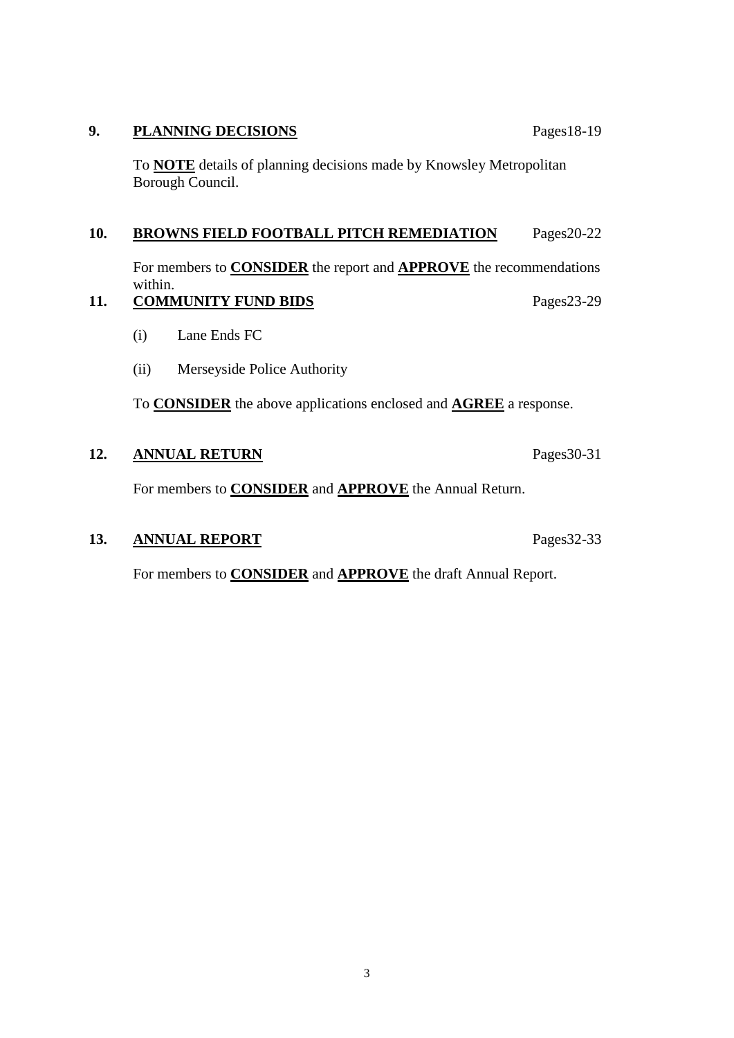**9. <u>PLANNING DECISIONS</u>** Pages18-19

To **<u>NOTE</u>** details of planning decisions made by Knowsley Metropolitan Borough Council.

**10. <u>BROWNS FIELD FOOTBALL PITCH REMEDIATION</u>** Pages20-22

For members to **<u>CONSIDER</u>** the report and **<u>APPROVE</u>** the recommendations within.

**11. <u>COMMUNITY FUND BIDS</u>** Pages23-29

(i) Lane Ends FC

(ii) Merseyside Police Authority

To **<u>CONSIDER</u>** the above applications enclosed and **<u>AGREE</u>** a response.

**12. <u>ANNUAL RETURN</u>** Pages30-31

For members to **<u>CONSIDER</u>** and **<u>APPROVE</u>** the Annual Return.

**13. <u>ANNUAL REPORT</u>** Pages32-33

For members to **<u>CONSIDER</u>** and **<u>APPROVE</u>** the draft Annual Report.